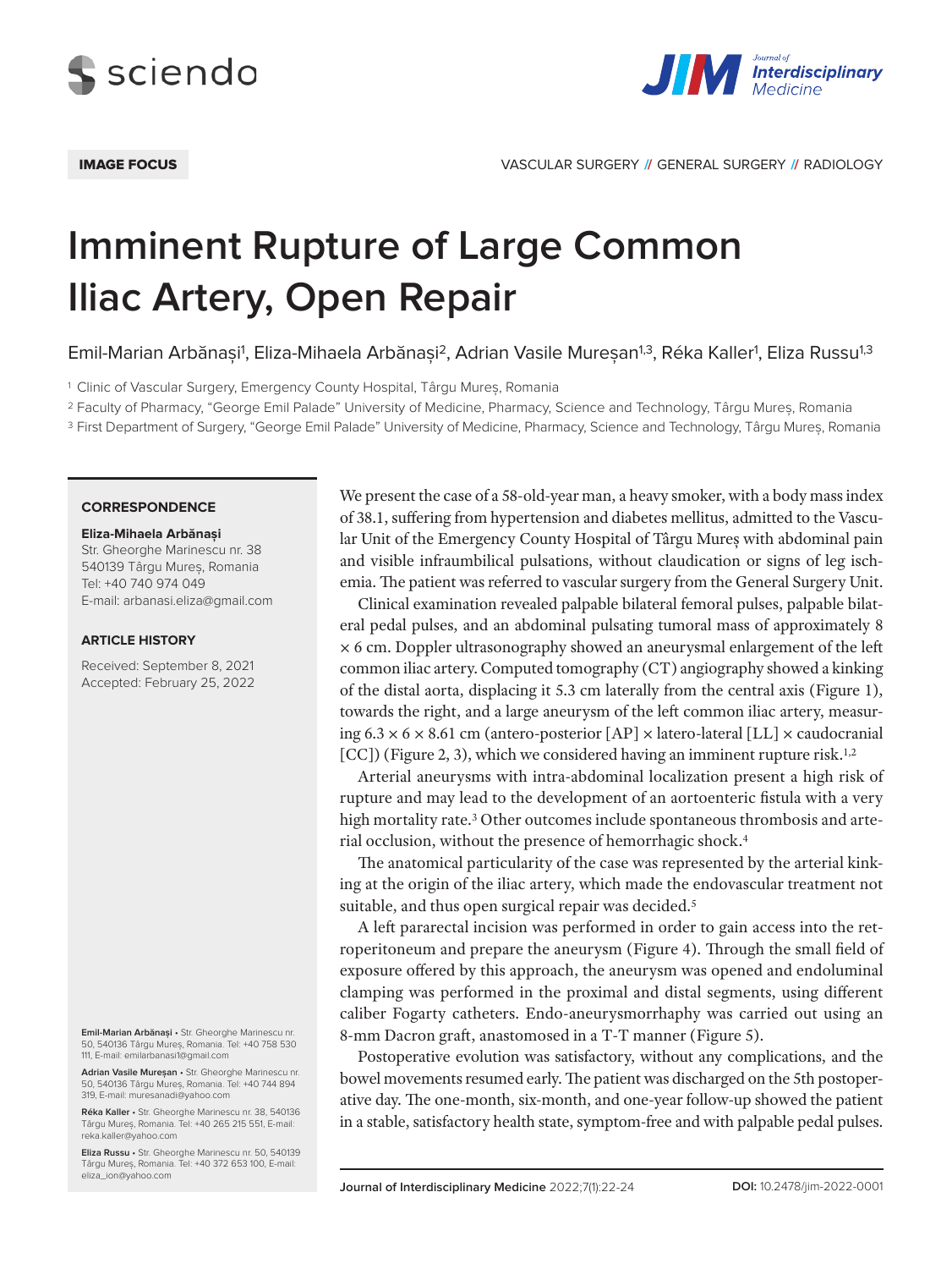IMAGE FOCUS

VASCULAR SURGERY // GENERAL SURGERY // RADIOLOGY

# Imminent Rupture of Large Common Iliac Artery, Open Repair

Emil-Marian Arbănași[1], Eliza-Mihaela Arbănași[2], Adrian Vasile Mureșan[1,3], Réka Kaller[1], Eliza Russu[1,3]

[1] Clinic of Vascular Surgery, Emergency County Hospital, Târgu Mureș, Romania

[2] Faculty of Pharmacy, "George Emil Palade" University of Medicine, Pharmacy, Science and Technology, Târgu Mureș, Romania

[3] First Department of Surgery, "George Emil Palade" University of Medicine, Pharmacy, Science and Technology, Târgu Mureș, Romania

**CORRESPONDENCE**

**Eliza-Mihaela Arbănași**
Str. Gheorghe Marinescu nr. 38
540139 Târgu Mureș, Romania
Tel: +40 740 974 049
E-mail: arbanasi.eliza@gmail.com

**ARTICLE HISTORY**

Received: September 8, 2021
Accepted: February 25, 2022

**Emil-Marian Arbănași** • Str. Gheorghe Marinescu nr. 50, 540136 Târgu Mureș, Romania. Tel: +40 758 530 111, E-mail: emilarbanasi1@gmail.com

**Adrian Vasile Mureșan** • Str. Gheorghe Marinescu nr. 50, 540136 Târgu Mureș, Romania. Tel: +40 744 894 319, E-mail: muresanadi@yahoo.com

**Réka Kaller** • Str. Gheorghe Marinescu nr. 38, 540136 Târgu Mureș, Romania. Tel: +40 265 215 551, E-mail: reka.kaller@yahoo.com

**Eliza Russu** • Str. Gheorghe Marinescu nr. 50, 540139 Târgu Mureș, Romania. Tel: +40 372 653 100, E-mail: eliza_ion@yahoo.com

We present the case of a 58-old-year man, a heavy smoker, with a body mass index of 38.1, suffering from hypertension and diabetes mellitus, admitted to the Vascular Unit of the Emergency County Hospital of Târgu Mureș with abdominal pain and visible infraumbilical pulsations, without claudication or signs of leg ischemia. The patient was referred to vascular surgery from the General Surgery Unit.

Clinical examination revealed palpable bilateral femoral pulses, palpable bilateral pedal pulses, and an abdominal pulsating tumoral mass of approximately 8 × 6 cm. Doppler ultrasonography showed an aneurysmal enlargement of the left common iliac artery. Computed tomography (CT) angiography showed a kinking of the distal aorta, displacing it 5.3 cm laterally from the central axis (Figure 1), towards the right, and a large aneurysm of the left common iliac artery, measuring 6.3 × 6 × 8.61 cm (antero-posterior [AP] × latero-lateral [LL] × caudocranial [CC]) (Figure 2, 3), which we considered having an imminent rupture risk.[1,2]

Arterial aneurysms with intra-abdominal localization present a high risk of rupture and may lead to the development of an aortoenteric fistula with a very high mortality rate.[3] Other outcomes include spontaneous thrombosis and arterial occlusion, without the presence of hemorrhagic shock.[4]

The anatomical particularity of the case was represented by the arterial kinking at the origin of the iliac artery, which made the endovascular treatment not suitable, and thus open surgical repair was decided.[5]

A left pararectal incision was performed in order to gain access into the retroperitoneum and prepare the aneurysm (Figure 4). Through the small field of exposure offered by this approach, the aneurysm was opened and endoluminal clamping was performed in the proximal and distal segments, using different caliber Fogarty catheters. Endo-aneurysmorrhaphy was carried out using an 8-mm Dacron graft, anastomosed in a T-T manner (Figure 5).

Postoperative evolution was satisfactory, without any complications, and the bowel movements resumed early. The patient was discharged on the 5th postoperative day. The one-month, six-month, and one-year follow-up showed the patient in a stable, satisfactory health state, symptom-free and with palpable pedal pulses.

DOI: 10.2478/jim-2022-0001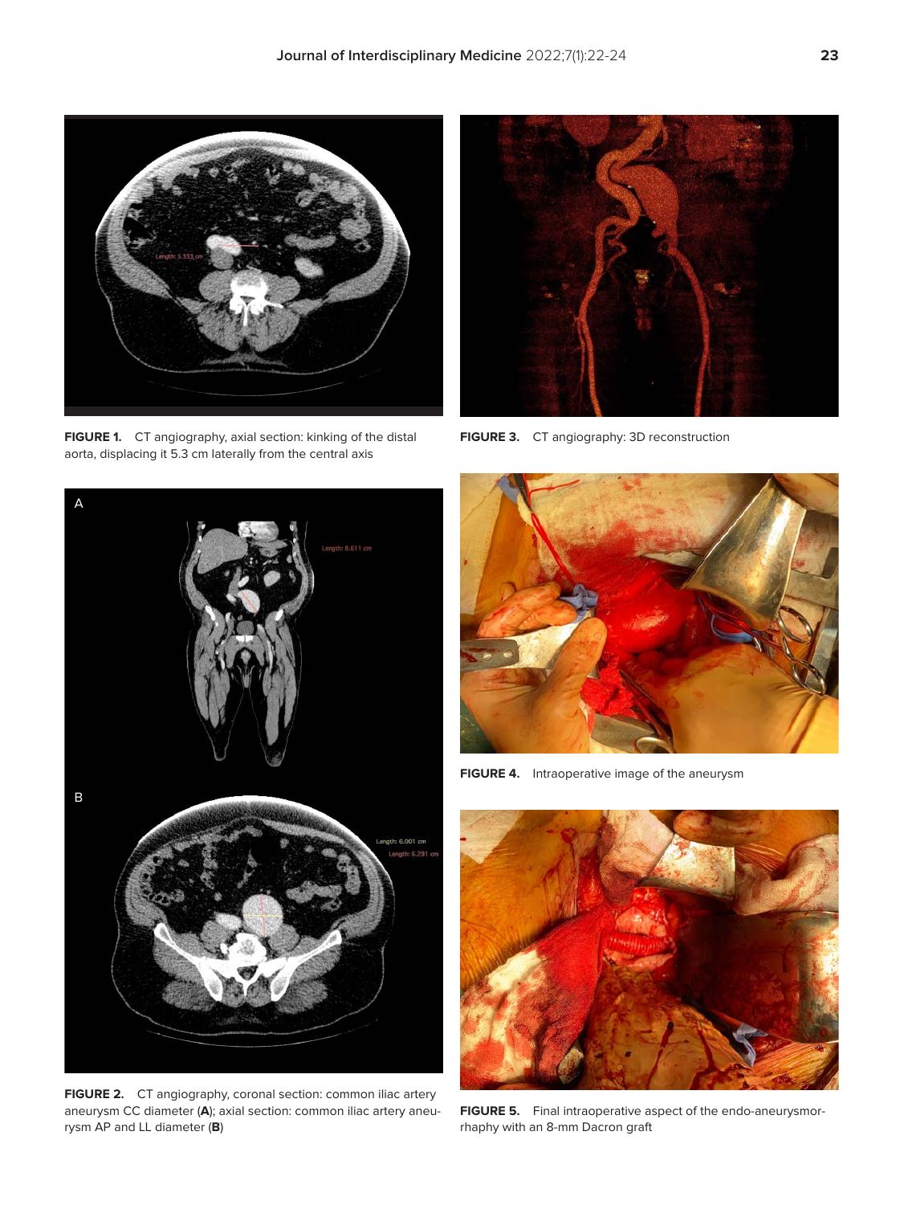FIGURE 1. CT angiography, axial section: kinking of the distal aorta, displacing it 5.3 cm laterally from the central axis

FIGURE 2. CT angiography, coronal section: common iliac artery aneurysm CC diameter (**A**); axial section: common iliac artery aneurysm AP and LL diameter (**B**)

FIGURE 3. CT angiography: 3D reconstruction

FIGURE 4. Intraoperative image of the aneurysm

FIGURE 5. Final intraoperative aspect of the endo-aneurysmorrhaphy with an 8-mm Dacron graft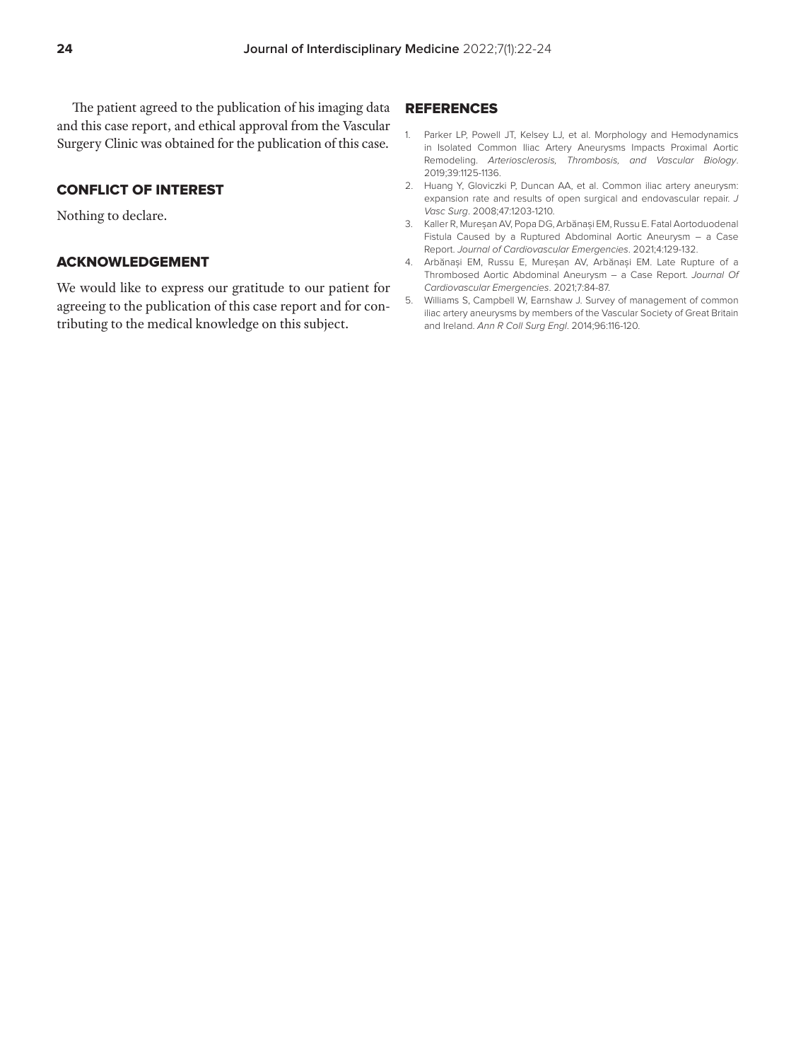The patient agreed to the publication of his imaging data and this case report, and ethical approval from the Vascular Surgery Clinic was obtained for the publication of this case.

## CONFLICT OF INTEREST

Nothing to declare.

## ACKNOWLEDGEMENT

We would like to express our gratitude to our patient for agreeing to the publication of this case report and for contributing to the medical knowledge on this subject.

## REFERENCES

1. Parker LP, Powell JT, Kelsey LJ, et al. Morphology and Hemodynamics in Isolated Common Iliac Artery Aneurysms Impacts Proximal Aortic Remodeling. *Arteriosclerosis, Thrombosis, and Vascular Biology*. 2019;39:1125-1136.
2. Huang Y, Gloviczki P, Duncan AA, et al. Common iliac artery aneurysm: expansion rate and results of open surgical and endovascular repair. *J Vasc Surg*. 2008;47:1203-1210.
3. Kaller R, Mureşan AV, Popa DG, Arbănaşi EM, Russu E. Fatal Aortoduodenal Fistula Caused by a Ruptured Abdominal Aortic Aneurysm – a Case Report. *Journal of Cardiovascular Emergencies*. 2021;4:129-132.
4. Arbănași EM, Russu E, Mureșan AV, Arbănași EM. Late Rupture of a Thrombosed Aortic Abdominal Aneurysm – a Case Report. *Journal Of Cardiovascular Emergencies*. 2021;7:84-87.
5. Williams S, Campbell W, Earnshaw J. Survey of management of common iliac artery aneurysms by members of the Vascular Society of Great Britain and Ireland. *Ann R Coll Surg Engl*. 2014;96:116-120.